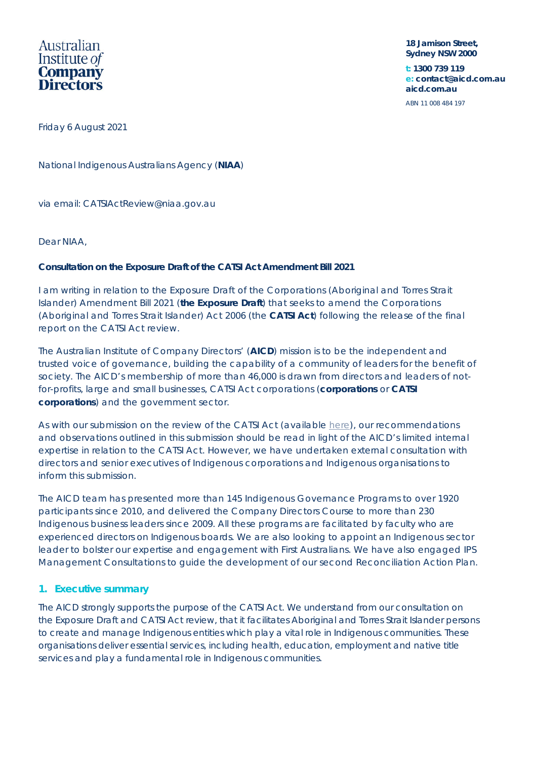Australian Institute *of* **Company Directors**

**18 Jamison Street, Sydney NSW 2000**

**t: 1300 739 119**
**e: contact@aicd.com.au**
**aicd.com.au**

ABN 11 008 484 197

Friday 6 August 2021

National Indigenous Australians Agency (**NIAA**)

via email: CATSIActReview@niaa.gov.au

Dear NIAA,

**Consultation on the Exposure Draft of the CATSI Act Amendment Bill 2021**

I am writing in relation to the Exposure Draft of the Corporations (Aboriginal and Torres Strait Islander) Amendment Bill 2021 (**the Exposure Draft**) that seeks to amend the Corporations (Aboriginal and Torres Strait Islander) Act 2006 (the **CATSI Act**) following the release of the final report on the CATSI Act review.

The Australian Institute of Company Directors' (**AICD**) mission is to be the independent and trusted voice of governance, building the capability of a community of leaders for the benefit of society. The AICD's membership of more than 46,000 is drawn from directors and leaders of not-for-profits, large and small businesses, CATSI Act corporations (**corporations** or **CATSI corporations**) and the government sector.

As with our submission on the review of the CATSI Act (available here), our recommendations and observations outlined in this submission should be read in light of the AICD's limited internal expertise in relation to the CATSI Act. However, we have undertaken external consultation with directors and senior executives of Indigenous corporations and Indigenous organisations to inform this submission.

The AICD team has presented more than 145 Indigenous Governance Programs to over 1920 participants since 2010, and delivered the Company Directors Course to more than 230 Indigenous business leaders since 2009. All these programs are facilitated by faculty who are experienced directors on Indigenous boards. We are also looking to appoint an Indigenous sector leader to bolster our expertise and engagement with First Australians. We have also engaged IPS Management Consultations to guide the development of our second Reconciliation Action Plan.

## 1. Executive summary

The AICD strongly supports the purpose of the CATSI Act. We understand from our consultation on the Exposure Draft and CATSI Act review, that it facilitates Aboriginal and Torres Strait Islander persons to create and manage Indigenous entities which play a vital role in Indigenous communities. These organisations deliver essential services, including health, education, employment and native title services and play a fundamental role in Indigenous communities.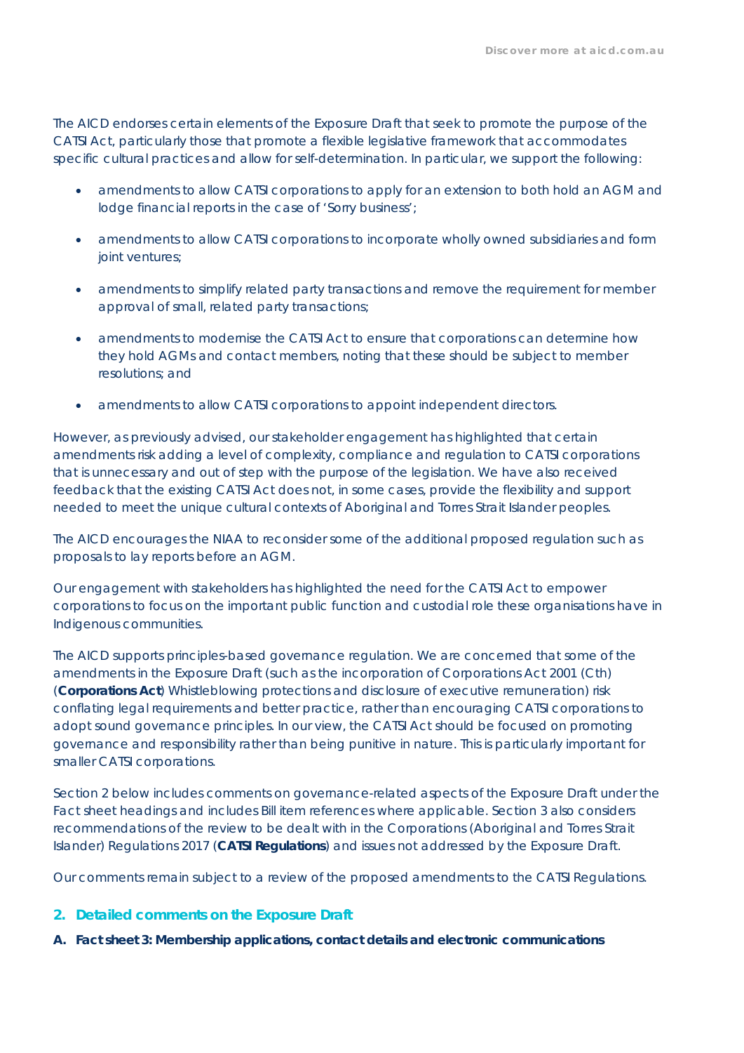The AICD endorses certain elements of the Exposure Draft that seek to promote the purpose of the CATSI Act, particularly those that promote a flexible legislative framework that accommodates specific cultural practices and allow for self-determination. In particular, we support the following:

- amendments to allow CATSI corporations to apply for an extension to both hold an AGM and lodge financial reports in the case of 'Sorry business';
- amendments to allow CATSI corporations to incorporate wholly owned subsidiaries and form joint ventures;
- amendments to simplify related party transactions and remove the requirement for member approval of small, related party transactions;
- amendments to modernise the CATSI Act to ensure that corporations can determine how they hold AGMs and contact members, noting that these should be subject to member resolutions; and
- amendments to allow CATSI corporations to appoint independent directors.

However, as previously advised, our stakeholder engagement has highlighted that certain amendments risk adding a level of complexity, compliance and regulation to CATSI corporations that is unnecessary and out of step with the purpose of the legislation. We have also received feedback that the existing CATSI Act does not, in some cases, provide the flexibility and support needed to meet the unique cultural contexts of Aboriginal and Torres Strait Islander peoples.

The AICD encourages the NIAA to reconsider some of the additional proposed regulation such as proposals to lay reports before an AGM.

Our engagement with stakeholders has highlighted the need for the CATSI Act to empower corporations to focus on the important public function and custodial role these organisations have in Indigenous communities.

The AICD supports principles-based governance regulation. We are concerned that some of the amendments in the Exposure Draft (such as the incorporation of Corporations Act 2001 (Cth) (**Corporations Act**) Whistleblowing protections and disclosure of executive remuneration) risk conflating legal requirements and better practice, rather than encouraging CATSI corporations to adopt sound governance principles. In our view, the CATSI Act should be focused on promoting governance and responsibility rather than being punitive in nature. This is particularly important for smaller CATSI corporations.

Section 2 below includes comments on governance-related aspects of the Exposure Draft under the Fact sheet headings and includes Bill item references where applicable. Section 3 also considers recommendations of the review to be dealt with in the Corporations (Aboriginal and Torres Strait Islander) Regulations 2017 (**CATSI Regulations**) and issues not addressed by the Exposure Draft.

Our comments remain subject to a review of the proposed amendments to the CATSI Regulations.

## 2. Detailed comments on the Exposure Draft

### A. Fact sheet 3: Membership applications, contact details and electronic communications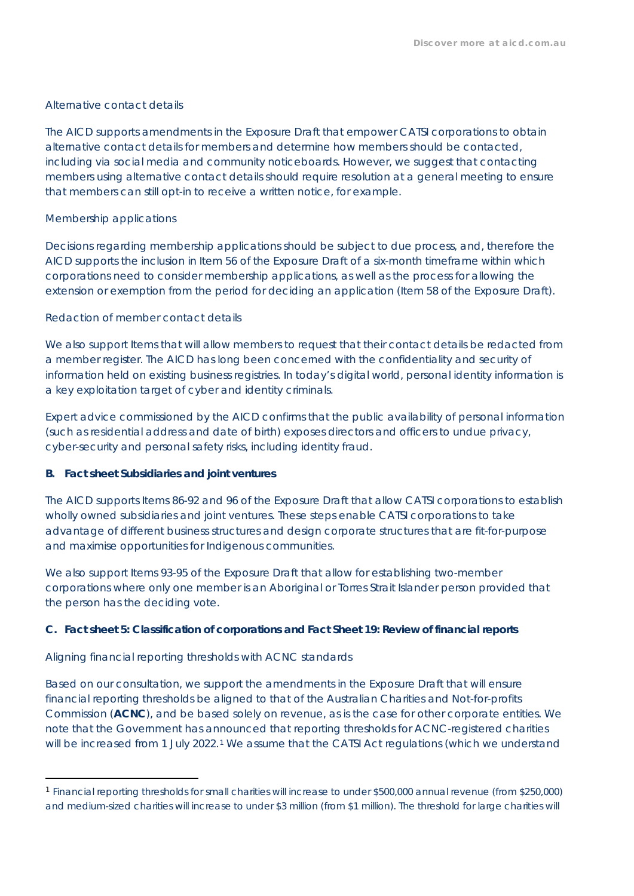Alternative contact details

The AICD supports amendments in the Exposure Draft that empower CATSI corporations to obtain alternative contact details for members and determine how members should be contacted, including via social media and community noticeboards. However, we suggest that contacting members using alternative contact details should require resolution at a general meeting to ensure that members can still opt-in to receive a written notice, for example.

Membership applications

Decisions regarding membership applications should be subject to due process, and, therefore the AICD supports the inclusion in Item 56 of the Exposure Draft of a six-month timeframe within which corporations need to consider membership applications, as well as the process for allowing the extension or exemption from the period for deciding an application (Item 58 of the Exposure Draft).

Redaction of member contact details

We also support Items that will allow members to request that their contact details be redacted from a member register. The AICD has long been concerned with the confidentiality and security of information held on existing business registries. In today's digital world, personal identity information is a key exploitation target of cyber and identity criminals.

Expert advice commissioned by the AICD confirms that the public availability of personal information (such as residential address and date of birth) exposes directors and officers to undue privacy, cyber-security and personal safety risks, including identity fraud.

**B. Fact sheet Subsidiaries and joint ventures**

The AICD supports Items 86-92 and 96 of the Exposure Draft that allow CATSI corporations to establish wholly owned subsidiaries and joint ventures. These steps enable CATSI corporations to take advantage of different business structures and design corporate structures that are fit-for-purpose and maximise opportunities for Indigenous communities.

We also support Items 93-95 of the Exposure Draft that allow for establishing two-member corporations where only one member is an Aboriginal or Torres Strait Islander person provided that the person has the deciding vote.

**C. Fact sheet 5: Classification of corporations and Fact Sheet 19: Review of financial reports**

Aligning financial reporting thresholds with ACNC standards

Based on our consultation, we support the amendments in the Exposure Draft that will ensure financial reporting thresholds be aligned to that of the Australian Charities and Not-for-profits Commission (**ACNC**), and be based solely on revenue, as is the case for other corporate entities. We note that the Government has announced that reporting thresholds for ACNC-registered charities will be increased from 1 July 2022.[1] We assume that the CATSI Act regulations (which we understand

[1] Financial reporting thresholds for small charities will increase to under $500,000 annual revenue (from $250,000) and medium-sized charities will increase to under $3 million (from $1 million). The threshold for large charities will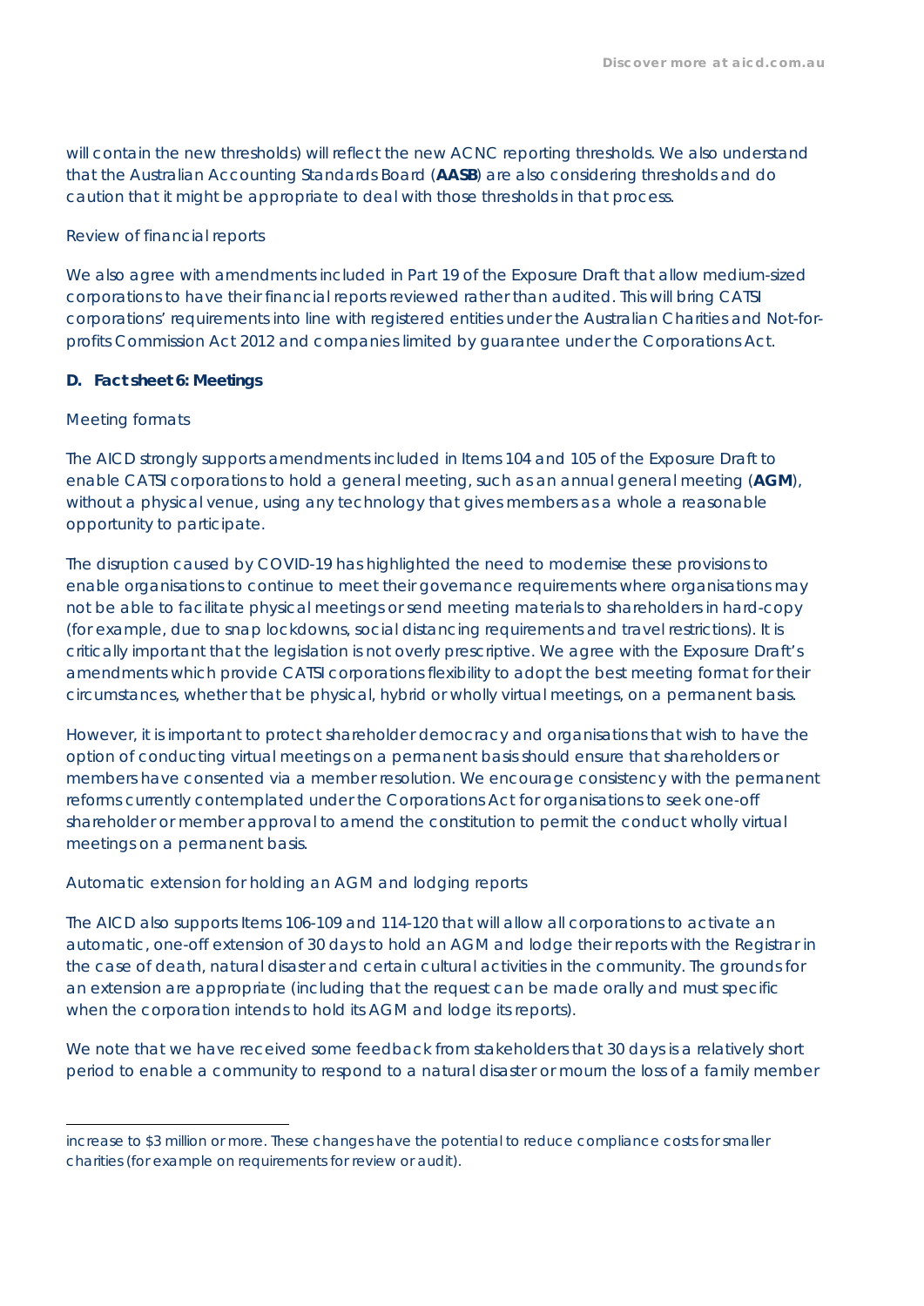will contain the new thresholds) will reflect the new ACNC reporting thresholds. We also understand that the Australian Accounting Standards Board (**AASB**) are also considering thresholds and do caution that it might be appropriate to deal with those thresholds in that process.

Review of financial reports

We also agree with amendments included in Part 19 of the Exposure Draft that allow medium-sized corporations to have their financial reports reviewed rather than audited. This will bring CATSI corporations' requirements into line with registered entities under the Australian Charities and Not-for-profits Commission Act 2012 and companies limited by guarantee under the Corporations Act.

**D. Fact sheet 6: Meetings**

Meeting formats

The AICD strongly supports amendments included in Items 104 and 105 of the Exposure Draft to enable CATSI corporations to hold a general meeting, such as an annual general meeting (**AGM**), without a physical venue, using any technology that gives members as a whole a reasonable opportunity to participate.

The disruption caused by COVID-19 has highlighted the need to modernise these provisions to enable organisations to continue to meet their governance requirements where organisations may not be able to facilitate physical meetings or send meeting materials to shareholders in hard-copy (for example, due to snap lockdowns, social distancing requirements and travel restrictions). It is critically important that the legislation is not overly prescriptive. We agree with the Exposure Draft's amendments which provide CATSI corporations flexibility to adopt the best meeting format for their circumstances, whether that be physical, hybrid or wholly virtual meetings, on a permanent basis.

However, it is important to protect shareholder democracy and organisations that wish to have the option of conducting virtual meetings on a permanent basis should ensure that shareholders or members have consented via a member resolution. We encourage consistency with the permanent reforms currently contemplated under the Corporations Act for organisations to seek one-off shareholder or member approval to amend the constitution to permit the conduct wholly virtual meetings on a permanent basis.

Automatic extension for holding an AGM and lodging reports

The AICD also supports Items 106-109 and 114-120 that will allow all corporations to activate an automatic, one-off extension of 30 days to hold an AGM and lodge their reports with the Registrar in the case of death, natural disaster and certain cultural activities in the community. The grounds for an extension are appropriate (including that the request can be made orally and must specific when the corporation intends to hold its AGM and lodge its reports).

We note that we have received some feedback from stakeholders that 30 days is a relatively short period to enable a community to respond to a natural disaster or mourn the loss of a family member

increase to $3 million or more. These changes have the potential to reduce compliance costs for smaller charities (for example on requirements for review or audit).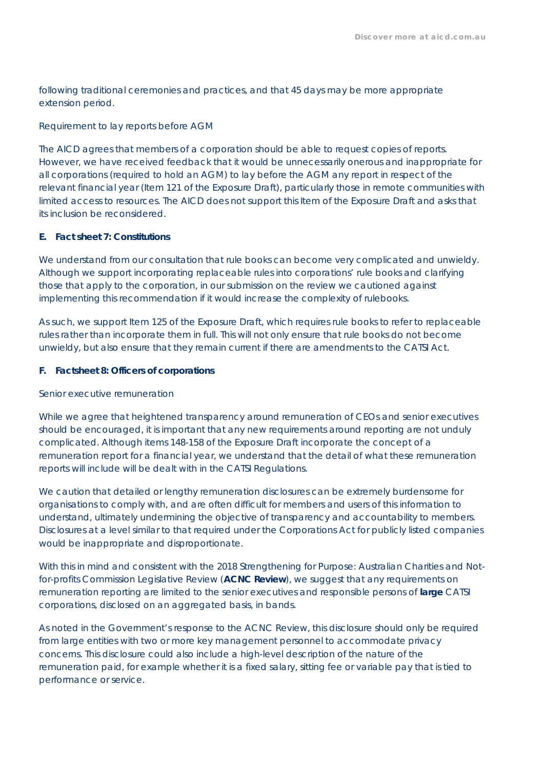following traditional ceremonies and practices, and that 45 days may be more appropriate extension period.

Requirement to lay reports before AGM

The AICD agrees that members of a corporation should be able to request copies of reports. However, we have received feedback that it would be unnecessarily onerous and inappropriate for all corporations (required to hold an AGM) to lay before the AGM any report in respect of the relevant financial year (Item 121 of the Exposure Draft), particularly those in remote communities with limited access to resources. The AICD does not support this Item of the Exposure Draft and asks that its inclusion be reconsidered.

**E. Fact sheet 7: Constitutions**

We understand from our consultation that rule books can become very complicated and unwieldy. Although we support incorporating replaceable rules into corporations' rule books and clarifying those that apply to the corporation, in our submission on the review we cautioned against implementing this recommendation if it would increase the complexity of rulebooks.

As such, we support Item 125 of the Exposure Draft, which requires rule books to refer to replaceable rules rather than incorporate them in full. This will not only ensure that rule books do not become unwieldy, but also ensure that they remain current if there are amendments to the CATSI Act.

**F. Factsheet 8: Officers of corporations**

Senior executive remuneration

While we agree that heightened transparency around remuneration of CEOs and senior executives should be encouraged, it is important that any new requirements around reporting are not unduly complicated. Although items 148-158 of the Exposure Draft incorporate the concept of a remuneration report for a financial year, we understand that the detail of what these remuneration reports will include will be dealt with in the CATSI Regulations.

We caution that detailed or lengthy remuneration disclosures can be extremely burdensome for organisations to comply with, and are often difficult for members and users of this information to understand, ultimately undermining the objective of transparency and accountability to members. Disclosures at a level similar to that required under the Corporations Act for publicly listed companies would be inappropriate and disproportionate.

With this in mind and consistent with the 2018 Strengthening for Purpose: Australian Charities and Not-for-profits Commission Legislative Review (**ACNC Review**), we suggest that any requirements on remuneration reporting are limited to the senior executives and responsible persons of **large** CATSI corporations, disclosed on an aggregated basis, in bands.

As noted in the Government's response to the ACNC Review, this disclosure should only be required from large entities with two or more key management personnel to accommodate privacy concerns. This disclosure could also include a high-level description of the nature of the remuneration paid, for example whether it is a fixed salary, sitting fee or variable pay that is tied to performance or service.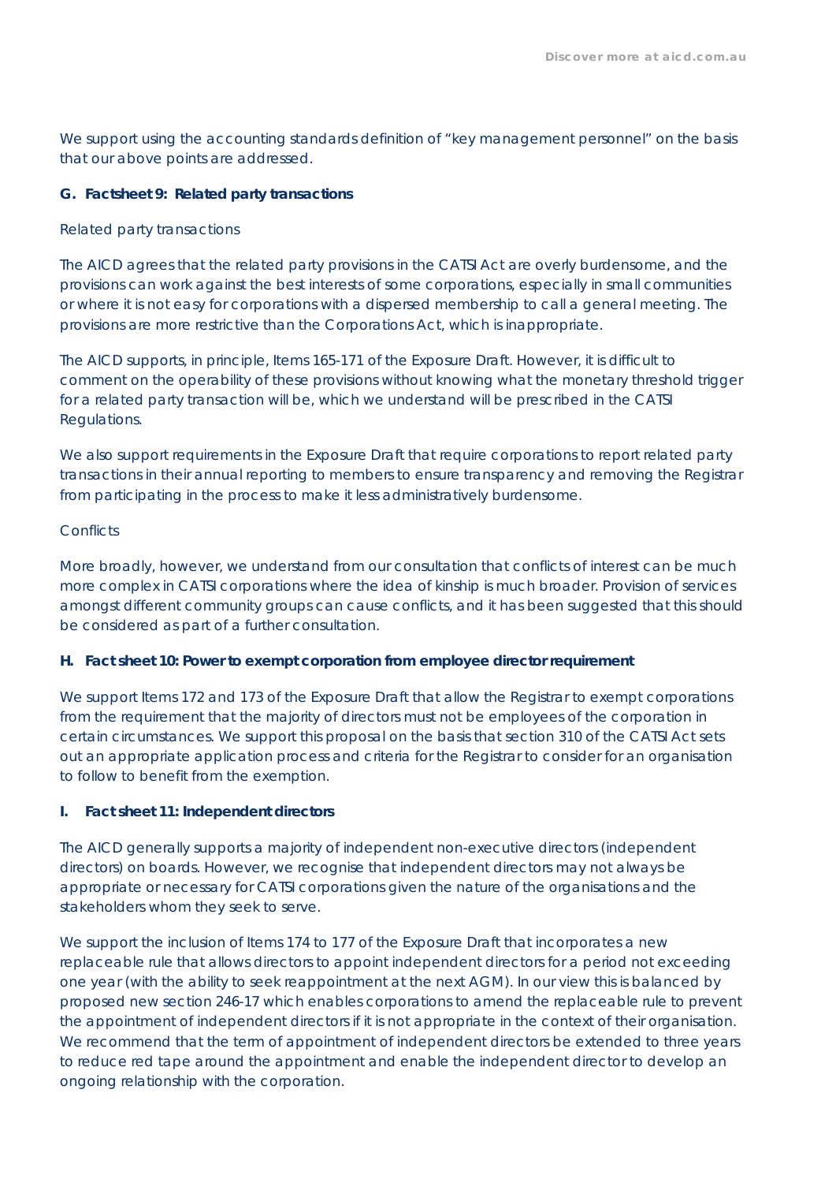We support using the accounting standards definition of "key management personnel" on the basis that our above points are addressed.

### G. Factsheet 9: Related party transactions

Related party transactions

The AICD agrees that the related party provisions in the CATSI Act are overly burdensome, and the provisions can work against the best interests of some corporations, especially in small communities or where it is not easy for corporations with a dispersed membership to call a general meeting. The provisions are more restrictive than the Corporations Act, which is inappropriate.

The AICD supports, in principle, Items 165-171 of the Exposure Draft. However, it is difficult to comment on the operability of these provisions without knowing what the monetary threshold trigger for a related party transaction will be, which we understand will be prescribed in the CATSI Regulations.

We also support requirements in the Exposure Draft that require corporations to report related party transactions in their annual reporting to members to ensure transparency and removing the Registrar from participating in the process to make it less administratively burdensome.

Conflicts

More broadly, however, we understand from our consultation that conflicts of interest can be much more complex in CATSI corporations where the idea of kinship is much broader. Provision of services amongst different community groups can cause conflicts, and it has been suggested that this should be considered as part of a further consultation.

### H. Fact sheet 10: Power to exempt corporation from employee director requirement

We support Items 172 and 173 of the Exposure Draft that allow the Registrar to exempt corporations from the requirement that the majority of directors must not be employees of the corporation in certain circumstances. We support this proposal on the basis that section 310 of the CATSI Act sets out an appropriate application process and criteria for the Registrar to consider for an organisation to follow to benefit from the exemption.

### I. Fact sheet 11: Independent directors

The AICD generally supports a majority of independent non-executive directors (independent directors) on boards. However, we recognise that independent directors may not always be appropriate or necessary for CATSI corporations given the nature of the organisations and the stakeholders whom they seek to serve.

We support the inclusion of Items 174 to 177 of the Exposure Draft that incorporates a new replaceable rule that allows directors to appoint independent directors for a period not exceeding one year (with the ability to seek reappointment at the next AGM). In our view this is balanced by proposed new section 246-17 which enables corporations to amend the replaceable rule to prevent the appointment of independent directors if it is not appropriate in the context of their organisation. We recommend that the term of appointment of independent directors be extended to three years to reduce red tape around the appointment and enable the independent director to develop an ongoing relationship with the corporation.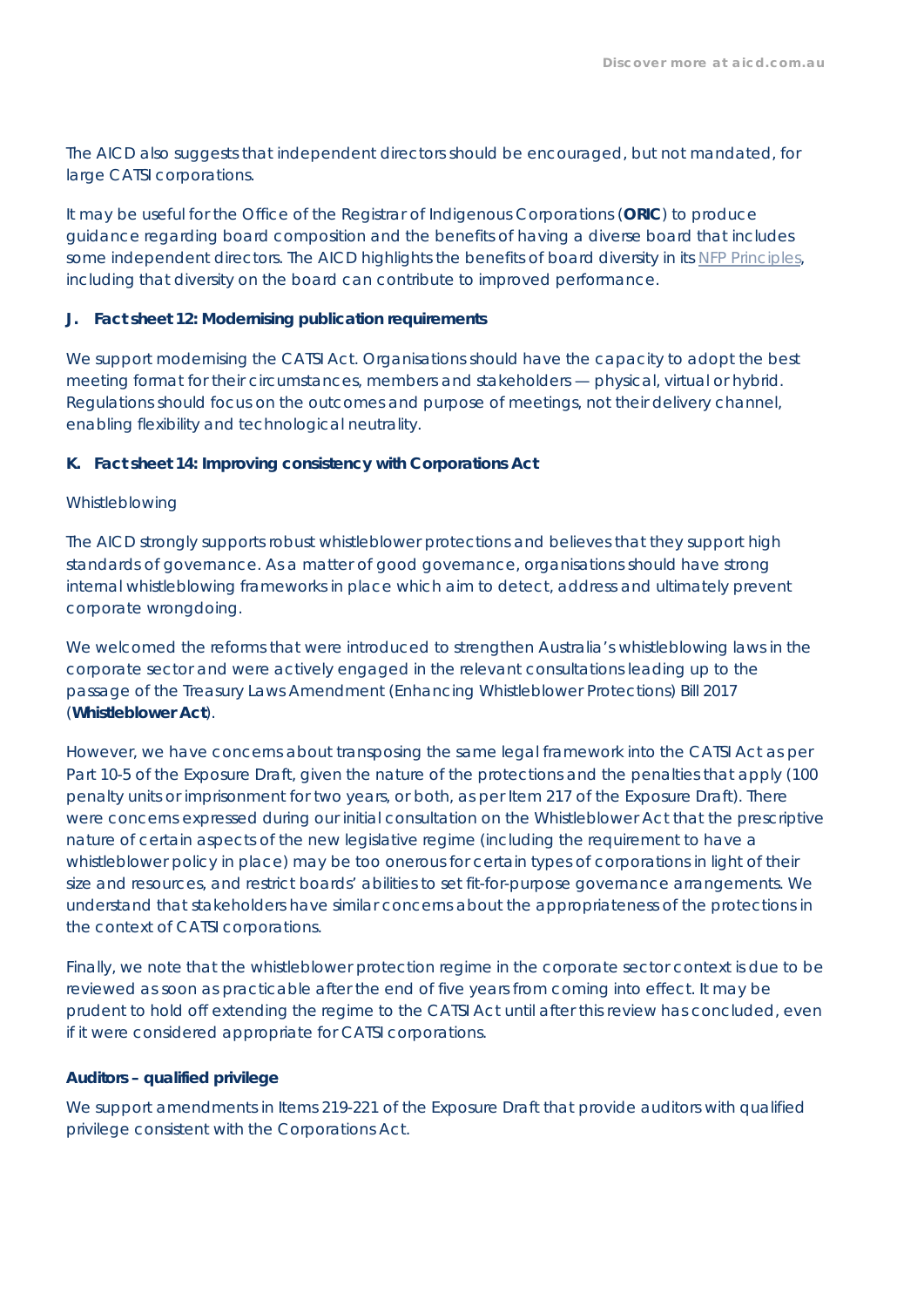The AICD also suggests that independent directors should be encouraged, but not mandated, for large CATSI corporations.

It may be useful for the Office of the Registrar of Indigenous Corporations (**ORIC**) to produce guidance regarding board composition and the benefits of having a diverse board that includes some independent directors. The AICD highlights the benefits of board diversity in its NFP Principles, including that diversity on the board can contribute to improved performance.

### J. Fact sheet 12: Modernising publication requirements

We support modernising the CATSI Act. Organisations should have the capacity to adopt the best meeting format for their circumstances, members and stakeholders — physical, virtual or hybrid. Regulations should focus on the outcomes and purpose of meetings, not their delivery channel, enabling flexibility and technological neutrality.

### K. Fact sheet 14: Improving consistency with Corporations Act

Whistleblowing

The AICD strongly supports robust whistleblower protections and believes that they support high standards of governance. As a matter of good governance, organisations should have strong internal whistleblowing frameworks in place which aim to detect, address and ultimately prevent corporate wrongdoing.

We welcomed the reforms that were introduced to strengthen Australia's whistleblowing laws in the corporate sector and were actively engaged in the relevant consultations leading up to the passage of the Treasury Laws Amendment (Enhancing Whistleblower Protections) Bill 2017 (**Whistleblower Act**).

However, we have concerns about transposing the same legal framework into the CATSI Act as per Part 10-5 of the Exposure Draft, given the nature of the protections and the penalties that apply (100 penalty units or imprisonment for two years, or both, as per Item 217 of the Exposure Draft). There were concerns expressed during our initial consultation on the Whistleblower Act that the prescriptive nature of certain aspects of the new legislative regime (including the requirement to have a whistleblower policy in place) may be too onerous for certain types of corporations in light of their size and resources, and restrict boards' abilities to set fit-for-purpose governance arrangements. We understand that stakeholders have similar concerns about the appropriateness of the protections in the context of CATSI corporations.

Finally, we note that the whistleblower protection regime in the corporate sector context is due to be reviewed as soon as practicable after the end of five years from coming into effect. It may be prudent to hold off extending the regime to the CATSI Act until after this review has concluded, even if it were considered appropriate for CATSI corporations.

**Auditors – qualified privilege**

We support amendments in Items 219-221 of the Exposure Draft that provide auditors with qualified privilege consistent with the Corporations Act.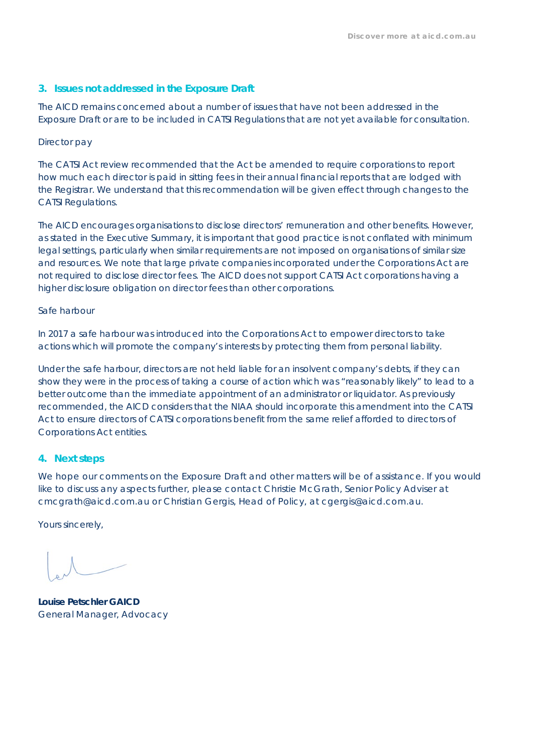## 3. Issues not addressed in the Exposure Draft

The AICD remains concerned about a number of issues that have not been addressed in the Exposure Draft or are to be included in CATSI Regulations that are not yet available for consultation.

Director pay

The CATSI Act review recommended that the Act be amended to require corporations to report how much each director is paid in sitting fees in their annual financial reports that are lodged with the Registrar. We understand that this recommendation will be given effect through changes to the CATSI Regulations.

The AICD encourages organisations to disclose directors' remuneration and other benefits. However, as stated in the Executive Summary, it is important that good practice is not conflated with minimum legal settings, particularly when similar requirements are not imposed on organisations of similar size and resources. We note that large private companies incorporated under the Corporations Act are not required to disclose director fees. The AICD does not support CATSI Act corporations having a higher disclosure obligation on director fees than other corporations.

Safe harbour

In 2017 a safe harbour was introduced into the Corporations Act to empower directors to take actions which will promote the company's interests by protecting them from personal liability.

Under the safe harbour, directors are not held liable for an insolvent company's debts, if they can show they were in the process of taking a course of action which was "reasonably likely" to lead to a better outcome than the immediate appointment of an administrator or liquidator. As previously recommended, the AICD considers that the NIAA should incorporate this amendment into the CATSI Act to ensure directors of CATSI corporations benefit from the same relief afforded to directors of Corporations Act entities.

## 4. Next steps

We hope our comments on the Exposure Draft and other matters will be of assistance. If you would like to discuss any aspects further, please contact Christie McGrath, Senior Policy Adviser at cmcgrath@aicd.com.au or Christian Gergis, Head of Policy, at cgergis@aicd.com.au.

Yours sincerely,

**Louise Petschler GAICD**
General Manager, Advocacy